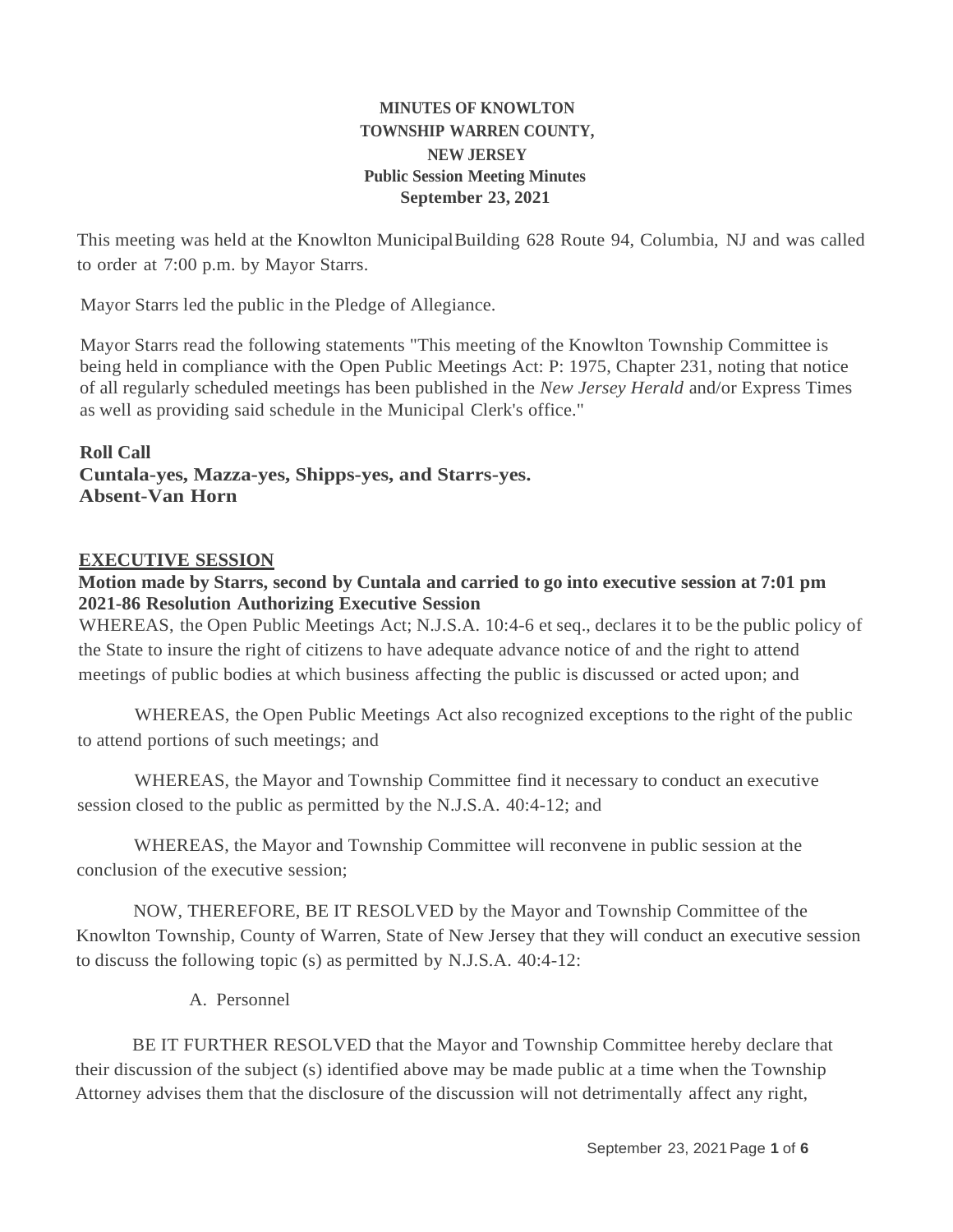**MINUTES OF KNOWLTON TOWNSHIP WARREN COUNTY, NEW JERSEY**
**Public Session Meeting Minutes**
**September 23, 2021**

This meeting was held at the Knowlton MunicipalBuilding 628 Route 94, Columbia, NJ and was called to order at 7:00 p.m. by Mayor Starrs.

Mayor Starrs led the public in the Pledge of Allegiance.

Mayor Starrs read the following statements "This meeting of the Knowlton Township Committee is being held in compliance with the Open Public Meetings Act: P: 1975, Chapter 231, noting that notice of all regularly scheduled meetings has been published in the *New Jersey Herald* and/or Express Times as well as providing said schedule in the Municipal Clerk's office."

**Roll Call**
**Cuntala-yes, Mazza-yes, Shipps-yes, and Starrs-yes.**
**Absent-Van Horn**

## EXECUTIVE SESSION

**Motion made by Starrs, second by Cuntala and carried to go into executive session at 7:01 pm**
**2021-86 Resolution Authorizing Executive Session**

WHEREAS, the Open Public Meetings Act; N.J.S.A. 10:4-6 et seq., declares it to be the public policy of the State to insure the right of citizens to have adequate advance notice of and the right to attend meetings of public bodies at which business affecting the public is discussed or acted upon; and

WHEREAS, the Open Public Meetings Act also recognized exceptions to the right of the public to attend portions of such meetings; and

WHEREAS, the Mayor and Township Committee find it necessary to conduct an executive session closed to the public as permitted by the N.J.S.A. 40:4-12; and

WHEREAS, the Mayor and Township Committee will reconvene in public session at the conclusion of the executive session;

NOW, THEREFORE, BE IT RESOLVED by the Mayor and Township Committee of the Knowlton Township, County of Warren, State of New Jersey that they will conduct an executive session to discuss the following topic (s) as permitted by N.J.S.A. 40:4-12:

A. Personnel

BE IT FURTHER RESOLVED that the Mayor and Township Committee hereby declare that their discussion of the subject (s) identified above may be made public at a time when the Township Attorney advises them that the disclosure of the discussion will not detrimentally affect any right,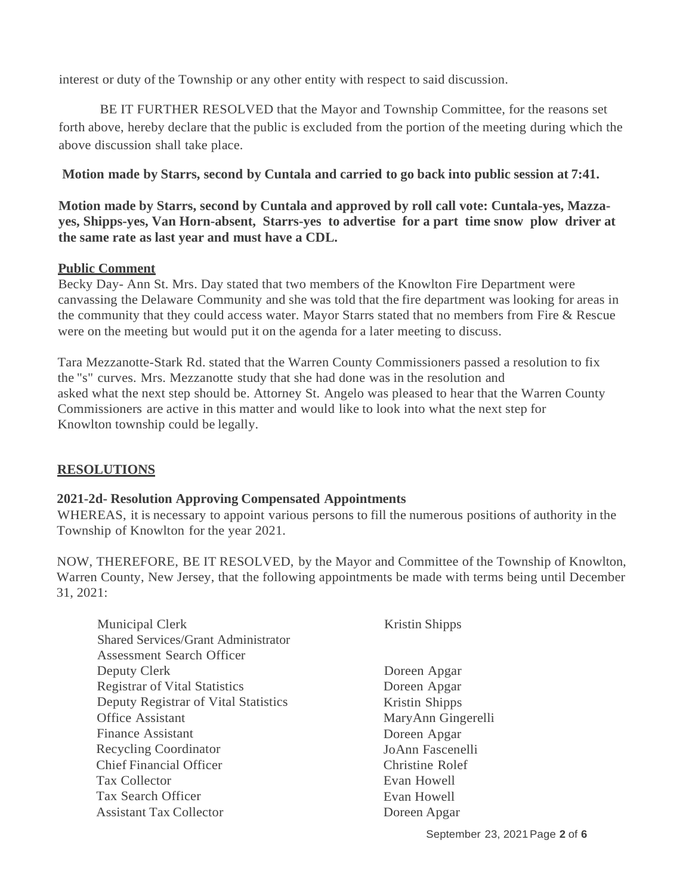interest or duty of the Township or any other entity with respect to said discussion.

BE IT FURTHER RESOLVED that the Mayor and Township Committee, for the reasons set forth above, hereby declare that the public is excluded from the portion of the meeting during which the above discussion shall take place.

**Motion made by Starrs, second by Cuntala and carried to go back into public session at 7:41.**

**Motion made by Starrs, second by Cuntala and approved by roll call vote: Cuntala-yes, Mazza-yes, Shipps-yes, Van Horn-absent, Starrs-yes to advertise for a part time snow plow driver at the same rate as last year and must have a CDL.**

**Public Comment**

Becky Day- Ann St. Mrs. Day stated that two members of the Knowlton Fire Department were canvassing the Delaware Community and she was told that the fire department was looking for areas in the community that they could access water. Mayor Starrs stated that no members from Fire & Rescue were on the meeting but would put it on the agenda for a later meeting to discuss.

Tara Mezzanotte-Stark Rd. stated that the Warren County Commissioners passed a resolution to fix the "s" curves. Mrs. Mezzanotte study that she had done was in the resolution and asked what the next step should be. Attorney St. Angelo was pleased to hear that the Warren County Commissioners are active in this matter and would like to look into what the next step for Knowlton township could be legally.

## RESOLUTIONS

**2021-2d- Resolution Approving Compensated Appointments**

WHEREAS, it is necessary to appoint various persons to fill the numerous positions of authority in the Township of Knowlton for the year 2021.

NOW, THEREFORE, BE IT RESOLVED, by the Mayor and Committee of the Township of Knowlton, Warren County, New Jersey, that the following appointments be made with terms being until December 31, 2021:

| Position | Appointee |
|---|---|
| Municipal Clerk | Kristin Shipps |
| Shared Services/Grant Administrator | |
| Assessment Search Officer | |
| Deputy Clerk | Doreen Apgar |
| Registrar of Vital Statistics | Doreen Apgar |
| Deputy Registrar of Vital Statistics | Kristin Shipps |
| Office Assistant | MaryAnn Gingerelli |
| Finance Assistant | Doreen Apgar |
| Recycling Coordinator | JoAnn Fascenelli |
| Chief Financial Officer | Christine Rolef |
| Tax Collector | Evan Howell |
| Tax Search Officer | Evan Howell |
| Assistant Tax Collector | Doreen Apgar |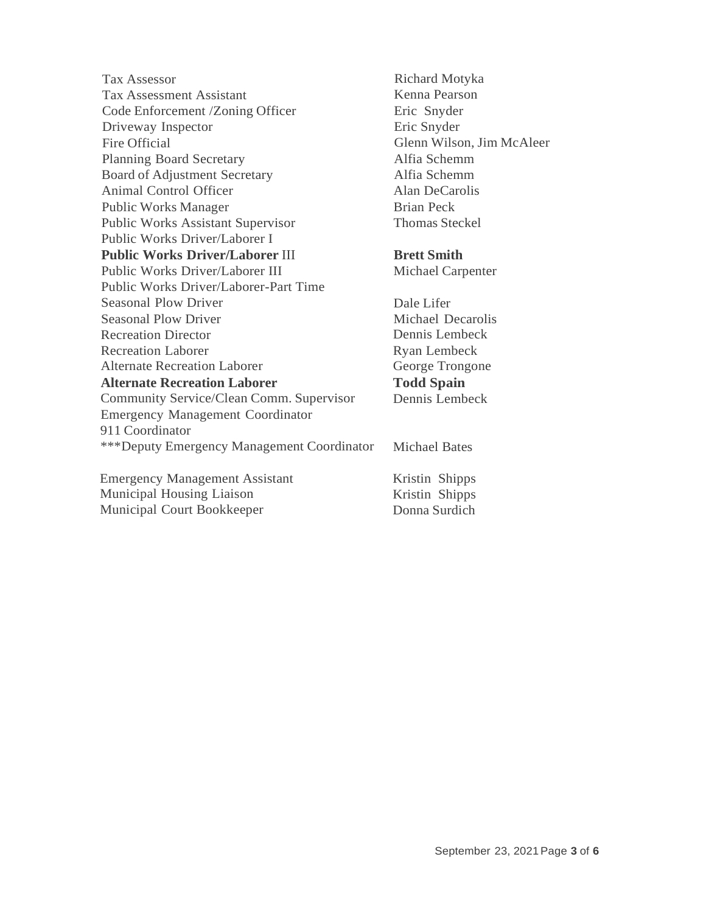| Position | Name |
|---|---|
| Tax Assessor | Richard Motyka |
| Tax Assessment Assistant | Kenna Pearson |
| Code Enforcement /Zoning Officer | Eric Snyder |
| Driveway Inspector | Eric Snyder |
| Fire Official | Glenn Wilson, Jim McAleer |
| Planning Board Secretary | Alfia Schemm |
| Board of Adjustment Secretary | Alfia Schemm |
| Animal Control Officer | Alan DeCarolis |
| Public Works Manager | Brian Peck |
| Public Works Assistant Supervisor | Thomas Steckel |
| Public Works Driver/Laborer I | |
| **Public Works Driver/Laborer** III | **Brett Smith** |
| Public Works Driver/Laborer III | Michael Carpenter |
| Public Works Driver/Laborer-Part Time | |
| Seasonal Plow Driver | Dale Lifer |
| Seasonal Plow Driver | Michael Decarolis |
| Recreation Director | Dennis Lembeck |
| Recreation Laborer | Ryan Lembeck |
| Alternate Recreation Laborer | George Trongone |
| **Alternate Recreation Laborer** | **Todd Spain** |
| Community Service/Clean Comm. Supervisor | Dennis Lembeck |
| Emergency Management Coordinator | |
| 911 Coordinator | |
| ***Deputy Emergency Management Coordinator | Michael Bates |
| Emergency Management Assistant | Kristin Shipps |
| Municipal Housing Liaison | Kristin Shipps |
| Municipal Court Bookkeeper | Donna Surdich |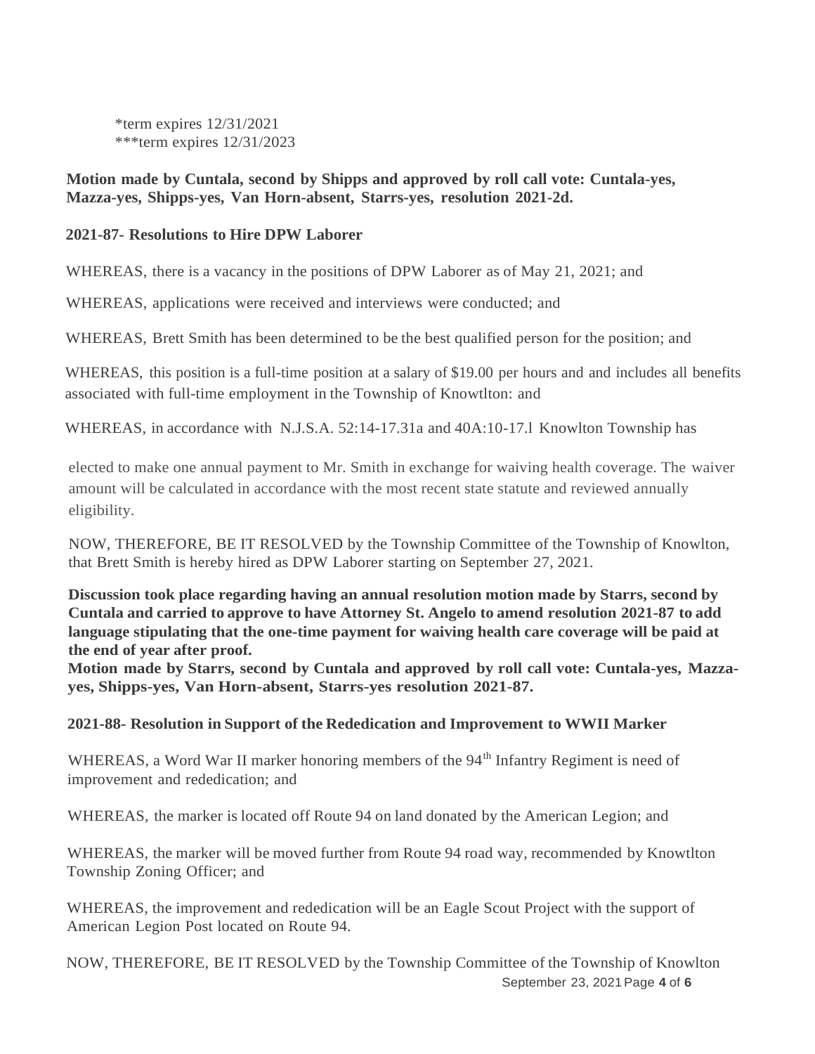*term expires 12/31/2021
***term expires 12/31/2023

**Motion made by Cuntala, second by Shipps and approved by roll call vote: Cuntala-yes, Mazza-yes, Shipps-yes, Van Horn-absent, Starrs-yes, resolution 2021-2d.**

**2021-87- Resolutions to Hire DPW Laborer**

WHEREAS, there is a vacancy in the positions of DPW Laborer as of May 21, 2021; and

WHEREAS, applications were received and interviews were conducted; and

WHEREAS, Brett Smith has been determined to be the best qualified person for the position; and

WHEREAS, this position is a full-time position at a salary of $19.00 per hours and and includes all benefits associated with full-time employment in the Township of Knowtlton: and

WHEREAS, in accordance with N.J.S.A. 52:14-17.31a and 40A:10-17.l Knowlton Township has elected to make one annual payment to Mr. Smith in exchange for waiving health coverage. The waiver amount will be calculated in accordance with the most recent state statute and reviewed annually eligibility.

NOW, THEREFORE, BE IT RESOLVED by the Township Committee of the Township of Knowlton, that Brett Smith is hereby hired as DPW Laborer starting on September 27, 2021.

**Discussion took place regarding having an annual resolution motion made by Starrs, second by Cuntala and carried to approve to have Attorney St. Angelo to amend resolution 2021-87 to add language stipulating that the one-time payment for waiving health care coverage will be paid at the end of year after proof.**
**Motion made by Starrs, second by Cuntala and approved by roll call vote: Cuntala-yes, Mazza-yes, Shipps-yes, Van Horn-absent, Starrs-yes resolution 2021-87.**

**2021-88- Resolution in Support of the Rededication and Improvement to WWII Marker**

WHEREAS, a Word War II marker honoring members of the 94th Infantry Regiment is need of improvement and rededication; and

WHEREAS, the marker is located off Route 94 on land donated by the American Legion; and

WHEREAS, the marker will be moved further from Route 94 road way, recommended by Knowtlton Township Zoning Officer; and

WHEREAS, the improvement and rededication will be an Eagle Scout Project with the support of American Legion Post located on Route 94.

NOW, THEREFORE, BE IT RESOLVED by the Township Committee of the Township of Knowlton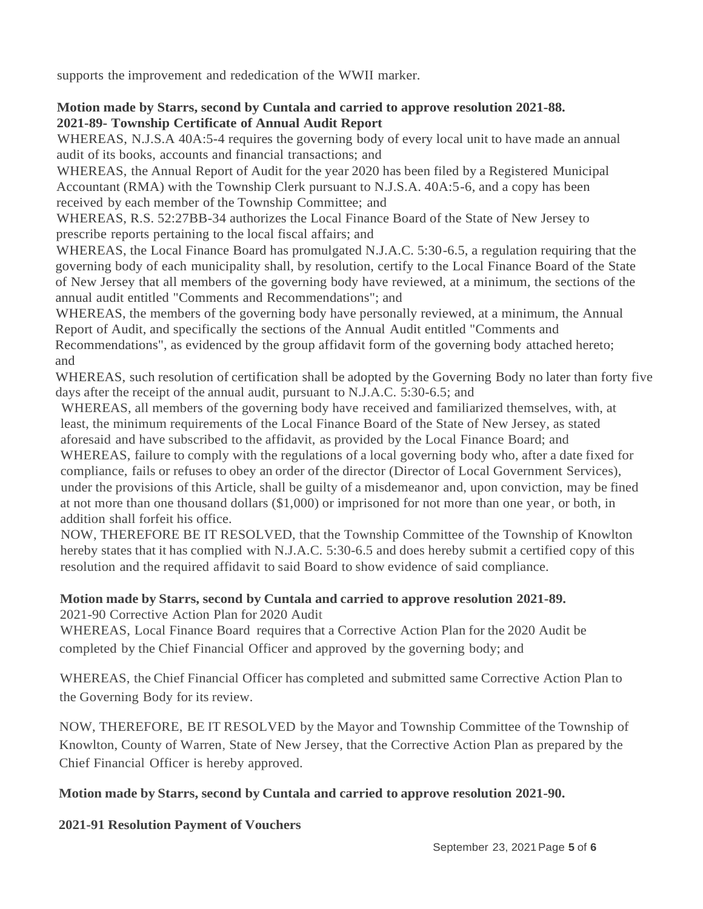supports the improvement and rededication of the WWII marker.

**Motion made by Starrs, second by Cuntala and carried to approve resolution 2021-88.**
**2021-89- Township Certificate of Annual Audit Report**

WHEREAS, N.J.S.A 40A:5-4 requires the governing body of every local unit to have made an annual audit of its books, accounts and financial transactions; and

WHEREAS, the Annual Report of Audit for the year 2020 has been filed by a Registered Municipal Accountant (RMA) with the Township Clerk pursuant to N.J.S.A. 40A:5-6, and a copy has been received by each member of the Township Committee; and

WHEREAS, R.S. 52:27BB-34 authorizes the Local Finance Board of the State of New Jersey to prescribe reports pertaining to the local fiscal affairs; and

WHEREAS, the Local Finance Board has promulgated N.J.A.C. 5:30-6.5, a regulation requiring that the governing body of each municipality shall, by resolution, certify to the Local Finance Board of the State of New Jersey that all members of the governing body have reviewed, at a minimum, the sections of the annual audit entitled "Comments and Recommendations"; and

WHEREAS, the members of the governing body have personally reviewed, at a minimum, the Annual Report of Audit, and specifically the sections of the Annual Audit entitled "Comments and Recommendations", as evidenced by the group affidavit form of the governing body attached hereto; and

WHEREAS, such resolution of certification shall be adopted by the Governing Body no later than forty five days after the receipt of the annual audit, pursuant to N.J.A.C. 5:30-6.5; and

WHEREAS, all members of the governing body have received and familiarized themselves, with, at least, the minimum requirements of the Local Finance Board of the State of New Jersey, as stated aforesaid and have subscribed to the affidavit, as provided by the Local Finance Board; and

WHEREAS, failure to comply with the regulations of a local governing body who, after a date fixed for compliance, fails or refuses to obey an order of the director (Director of Local Government Services), under the provisions of this Article, shall be guilty of a misdemeanor and, upon conviction, may be fined at not more than one thousand dollars ($1,000) or imprisoned for not more than one year, or both, in addition shall forfeit his office.

NOW, THEREFORE BE IT RESOLVED, that the Township Committee of the Township of Knowlton hereby states that it has complied with N.J.A.C. 5:30-6.5 and does hereby submit a certified copy of this resolution and the required affidavit to said Board to show evidence of said compliance.

**Motion made by Starrs, second by Cuntala and carried to approve resolution 2021-89.**

2021-90 Corrective Action Plan for 2020 Audit

WHEREAS, Local Finance Board requires that a Corrective Action Plan for the 2020 Audit be completed by the Chief Financial Officer and approved by the governing body; and

WHEREAS, the Chief Financial Officer has completed and submitted same Corrective Action Plan to the Governing Body for its review.

NOW, THEREFORE, BE IT RESOLVED by the Mayor and Township Committee of the Township of Knowlton, County of Warren, State of New Jersey, that the Corrective Action Plan as prepared by the Chief Financial Officer is hereby approved.

**Motion made by Starrs, second by Cuntala and carried to approve resolution 2021-90.**

**2021-91 Resolution Payment of Vouchers**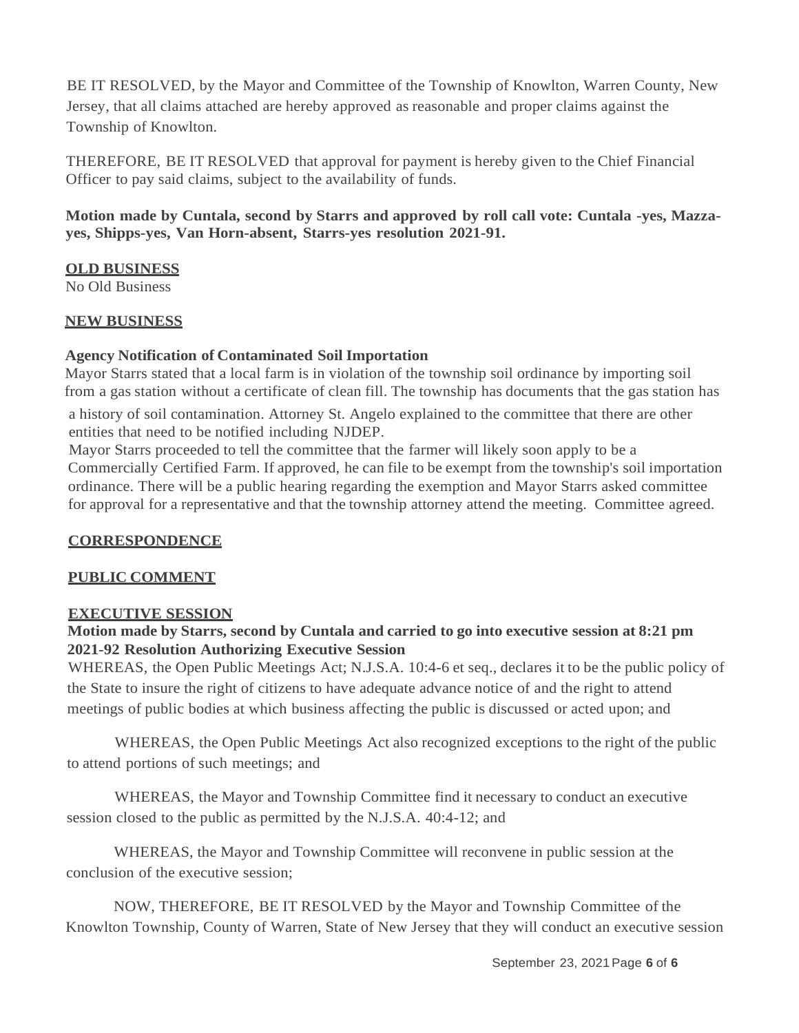BE IT RESOLVED, by the Mayor and Committee of the Township of Knowlton, Warren County, New Jersey, that all claims attached are hereby approved as reasonable and proper claims against the Township of Knowlton.

THEREFORE, BE IT RESOLVED that approval for payment is hereby given to the Chief Financial Officer to pay said claims, subject to the availability of funds.

**Motion made by Cuntala, second by Starrs and approved by roll call vote: Cuntala -yes, Mazza-yes, Shipps-yes, Van Horn-absent, Starrs-yes resolution 2021-91.**

**OLD BUSINESS**

No Old Business

**NEW BUSINESS**

**Agency Notification of Contaminated Soil Importation**

Mayor Starrs stated that a local farm is in violation of the township soil ordinance by importing soil from a gas station without a certificate of clean fill. The township has documents that the gas station has a history of soil contamination. Attorney St. Angelo explained to the committee that there are other entities that need to be notified including NJDEP.

Mayor Starrs proceeded to tell the committee that the farmer will likely soon apply to be a Commercially Certified Farm. If approved, he can file to be exempt from the township's soil importation ordinance. There will be a public hearing regarding the exemption and Mayor Starrs asked committee for approval for a representative and that the township attorney attend the meeting. Committee agreed.

**CORRESPONDENCE**

**PUBLIC COMMENT**

**EXECUTIVE SESSION**

**Motion made by Starrs, second by Cuntala and carried to go into executive session at 8:21 pm 2021-92 Resolution Authorizing Executive Session**

WHEREAS, the Open Public Meetings Act; N.J.S.A. 10:4-6 et seq., declares it to be the public policy of the State to insure the right of citizens to have adequate advance notice of and the right to attend meetings of public bodies at which business affecting the public is discussed or acted upon; and

WHEREAS, the Open Public Meetings Act also recognized exceptions to the right of the public to attend portions of such meetings; and

WHEREAS, the Mayor and Township Committee find it necessary to conduct an executive session closed to the public as permitted by the N.J.S.A. 40:4-12; and

WHEREAS, the Mayor and Township Committee will reconvene in public session at the conclusion of the executive session;

NOW, THEREFORE, BE IT RESOLVED by the Mayor and Township Committee of the Knowlton Township, County of Warren, State of New Jersey that they will conduct an executive session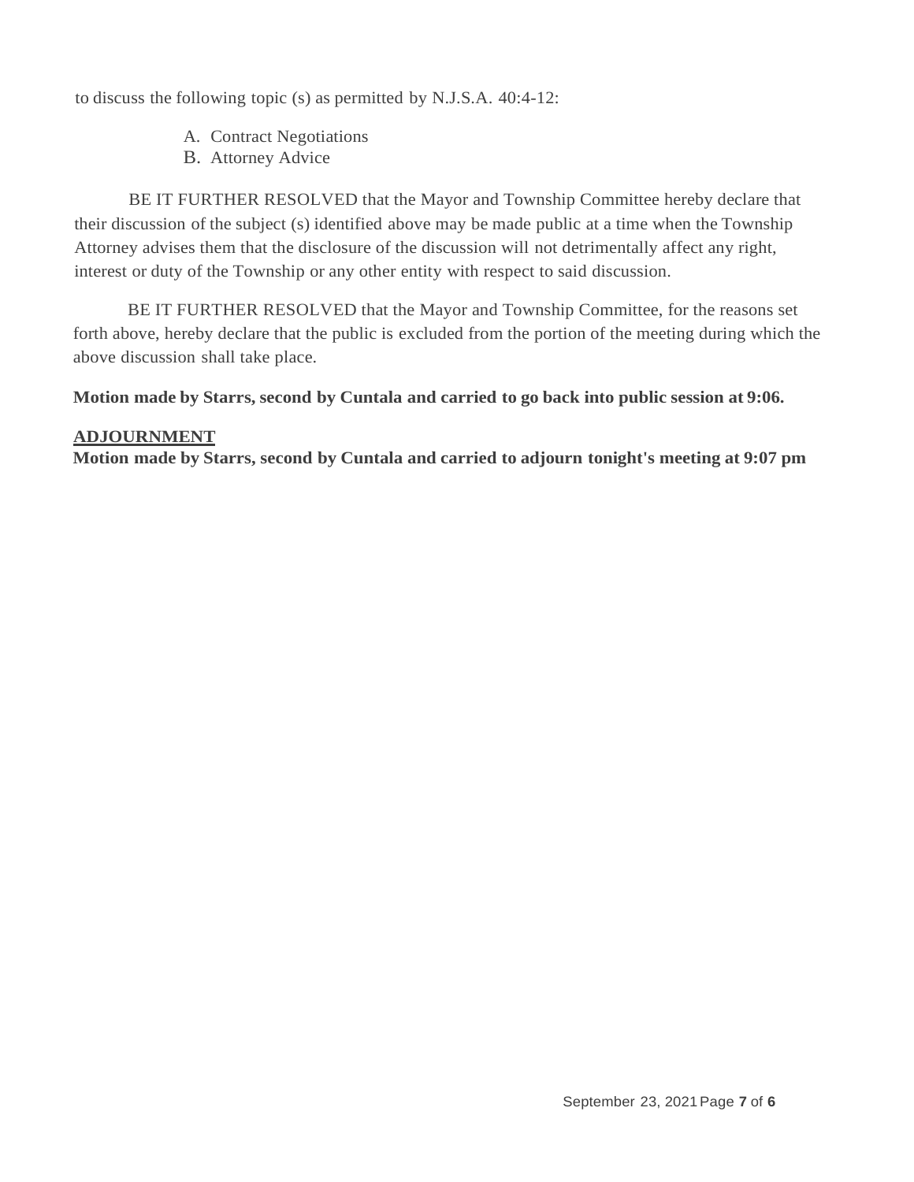to discuss the following topic (s) as permitted by N.J.S.A. 40:4-12:

A. Contract Negotiations
B. Attorney Advice

BE IT FURTHER RESOLVED that the Mayor and Township Committee hereby declare that their discussion of the subject (s) identified above may be made public at a time when the Township Attorney advises them that the disclosure of the discussion will not detrimentally affect any right, interest or duty of the Township or any other entity with respect to said discussion.

BE IT FURTHER RESOLVED that the Mayor and Township Committee, for the reasons set forth above, hereby declare that the public is excluded from the portion of the meeting during which the above discussion shall take place.

**Motion made by Starrs, second by Cuntala and carried to go back into public session at 9:06.**

**ADJOURNMENT**

**Motion made by Starrs, second by Cuntala and carried to adjourn tonight's meeting at 9:07 pm**